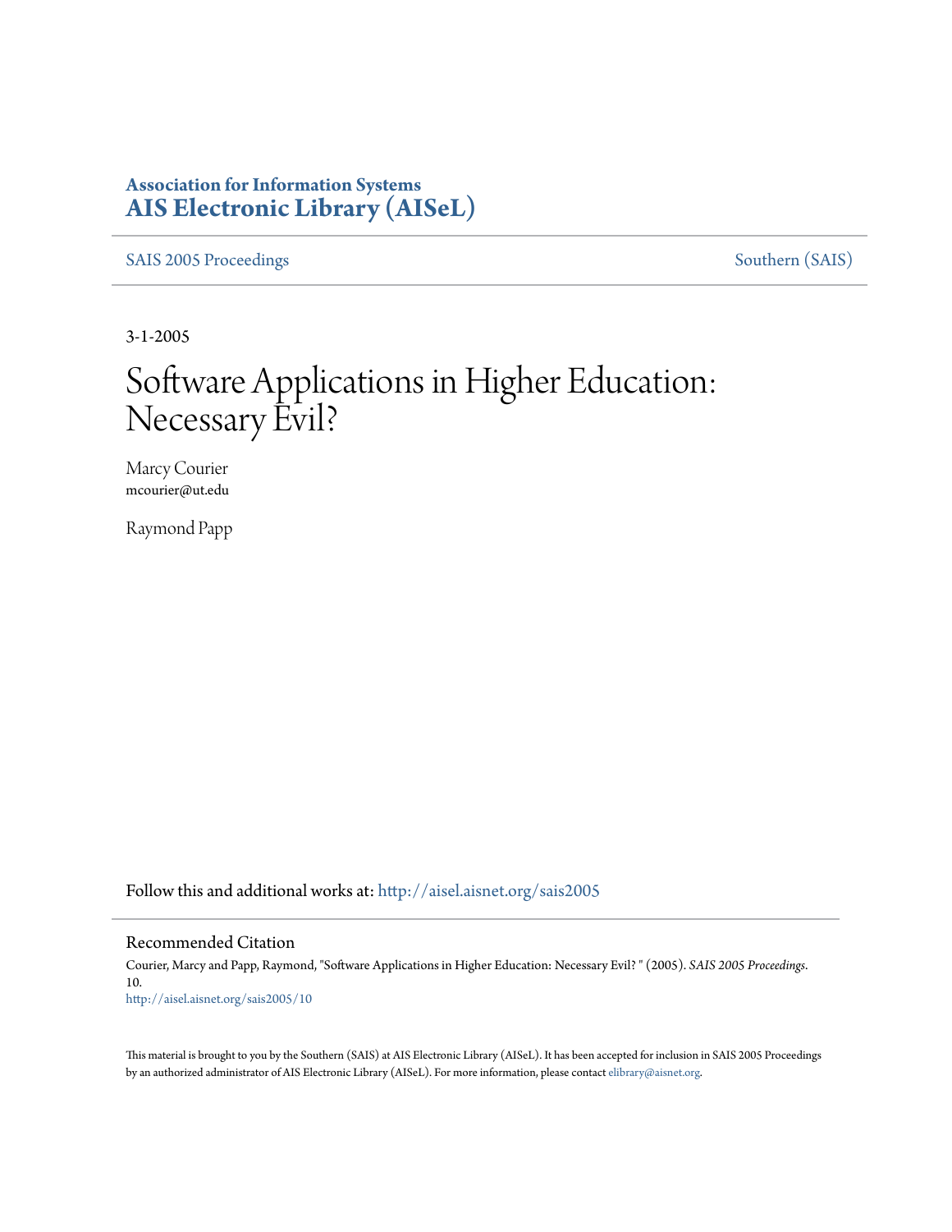**Association for Information Systems**
**AIS Electronic Library (AISeL)**

SAIS 2005 Proceedings | Southern (SAIS)

3-1-2005

# Software Applications in Higher Education: Necessary Evil?

Marcy Courier
mcourier@ut.edu

Raymond Papp

Follow this and additional works at: http://aisel.aisnet.org/sais2005

## Recommended Citation

Courier, Marcy and Papp, Raymond, "Software Applications in Higher Education: Necessary Evil? " (2005). *SAIS 2005 Proceedings*. 10.
http://aisel.aisnet.org/sais2005/10

This material is brought to you by the Southern (SAIS) at AIS Electronic Library (AISeL). It has been accepted for inclusion in SAIS 2005 Proceedings by an authorized administrator of AIS Electronic Library (AISeL). For more information, please contact elibrary@aisnet.org.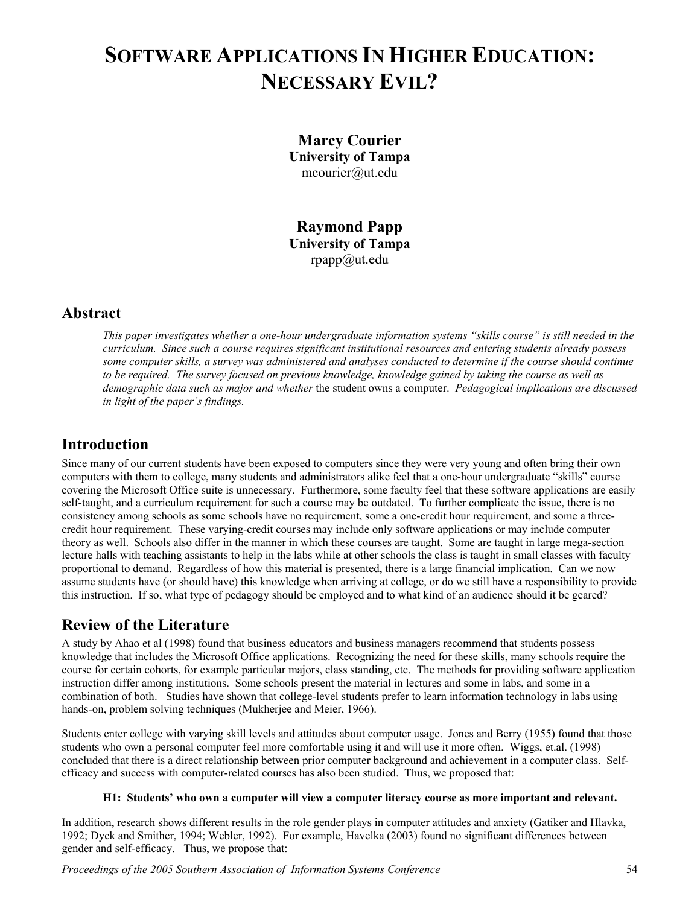# SOFTWARE APPLICATIONS IN HIGHER EDUCATION: NECESSARY EVIL?

**Marcy Courier**
**University of Tampa**
mcourier@ut.edu

**Raymond Papp**
**University of Tampa**
rpapp@ut.edu

## Abstract

*This paper investigates whether a one-hour undergraduate information systems "skills course" is still needed in the curriculum. Since such a course requires significant institutional resources and entering students already possess some computer skills, a survey was administered and analyses conducted to determine if the course should continue to be required. The survey focused on previous knowledge, knowledge gained by taking the course as well as demographic data such as major and whether* the student owns a computer. *Pedagogical implications are discussed in light of the paper's findings.*

## Introduction

Since many of our current students have been exposed to computers since they were very young and often bring their own computers with them to college, many students and administrators alike feel that a one-hour undergraduate "skills" course covering the Microsoft Office suite is unnecessary. Furthermore, some faculty feel that these software applications are easily self-taught, and a curriculum requirement for such a course may be outdated. To further complicate the issue, there is no consistency among schools as some schools have no requirement, some a one-credit hour requirement, and some a three-credit hour requirement. These varying-credit courses may include only software applications or may include computer theory as well. Schools also differ in the manner in which these courses are taught. Some are taught in large mega-section lecture halls with teaching assistants to help in the labs while at other schools the class is taught in small classes with faculty proportional to demand. Regardless of how this material is presented, there is a large financial implication. Can we now assume students have (or should have) this knowledge when arriving at college, or do we still have a responsibility to provide this instruction. If so, what type of pedagogy should be employed and to what kind of an audience should it be geared?

## Review of the Literature

A study by Ahao et al (1998) found that business educators and business managers recommend that students possess knowledge that includes the Microsoft Office applications. Recognizing the need for these skills, many schools require the course for certain cohorts, for example particular majors, class standing, etc. The methods for providing software application instruction differ among institutions. Some schools present the material in lectures and some in labs, and some in a combination of both. Studies have shown that college-level students prefer to learn information technology in labs using hands-on, problem solving techniques (Mukherjee and Meier, 1966).

Students enter college with varying skill levels and attitudes about computer usage. Jones and Berry (1955) found that those students who own a personal computer feel more comfortable using it and will use it more often. Wiggs, et.al. (1998) concluded that there is a direct relationship between prior computer background and achievement in a computer class. Self-efficacy and success with computer-related courses has also been studied. Thus, we proposed that:

**H1: Students' who own a computer will view a computer literacy course as more important and relevant.**

In addition, research shows different results in the role gender plays in computer attitudes and anxiety (Gatiker and Hlavka, 1992; Dyck and Smither, 1994; Webler, 1992). For example, Havelka (2003) found no significant differences between gender and self-efficacy. Thus, we propose that: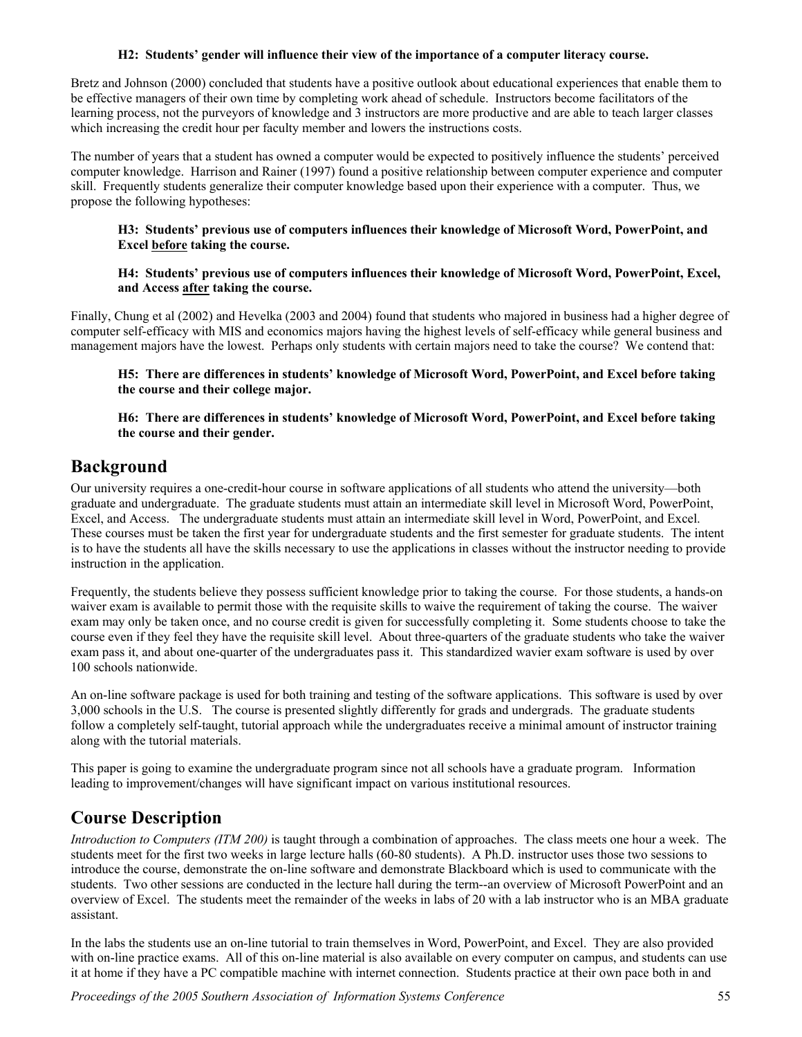**H2: Students' gender will influence their view of the importance of a computer literacy course.**

Bretz and Johnson (2000) concluded that students have a positive outlook about educational experiences that enable them to be effective managers of their own time by completing work ahead of schedule. Instructors become facilitators of the learning process, not the purveyors of knowledge and 3 instructors are more productive and are able to teach larger classes which increasing the credit hour per faculty member and lowers the instructions costs.

The number of years that a student has owned a computer would be expected to positively influence the students' perceived computer knowledge. Harrison and Rainer (1997) found a positive relationship between computer experience and computer skill. Frequently students generalize their computer knowledge based upon their experience with a computer. Thus, we propose the following hypotheses:

> **H3: Students' previous use of computers influences their knowledge of Microsoft Word, PowerPoint, and Excel <u>before</u> taking the course.**
>
> **H4: Students' previous use of computers influences their knowledge of Microsoft Word, PowerPoint, Excel, and Access <u>after</u> taking the course.**

Finally, Chung et al (2002) and Hevelka (2003 and 2004) found that students who majored in business had a higher degree of computer self-efficacy with MIS and economics majors having the highest levels of self-efficacy while general business and management majors have the lowest. Perhaps only students with certain majors need to take the course? We contend that:

> **H5: There are differences in students' knowledge of Microsoft Word, PowerPoint, and Excel before taking the course and their college major.**
>
> **H6: There are differences in students' knowledge of Microsoft Word, PowerPoint, and Excel before taking the course and their gender.**

## Background

Our university requires a one-credit-hour course in software applications of all students who attend the university—both graduate and undergraduate. The graduate students must attain an intermediate skill level in Microsoft Word, PowerPoint, Excel, and Access. The undergraduate students must attain an intermediate skill level in Word, PowerPoint, and Excel. These courses must be taken the first year for undergraduate students and the first semester for graduate students. The intent is to have the students all have the skills necessary to use the applications in classes without the instructor needing to provide instruction in the application.

Frequently, the students believe they possess sufficient knowledge prior to taking the course. For those students, a hands-on waiver exam is available to permit those with the requisite skills to waive the requirement of taking the course. The waiver exam may only be taken once, and no course credit is given for successfully completing it. Some students choose to take the course even if they feel they have the requisite skill level. About three-quarters of the graduate students who take the waiver exam pass it, and about one-quarter of the undergraduates pass it. This standardized wavier exam software is used by over 100 schools nationwide.

An on-line software package is used for both training and testing of the software applications. This software is used by over 3,000 schools in the U.S. The course is presented slightly differently for grads and undergrads. The graduate students follow a completely self-taught, tutorial approach while the undergraduates receive a minimal amount of instructor training along with the tutorial materials.

This paper is going to examine the undergraduate program since not all schools have a graduate program. Information leading to improvement/changes will have significant impact on various institutional resources.

## Course Description

*Introduction to Computers (ITM 200)* is taught through a combination of approaches. The class meets one hour a week. The students meet for the first two weeks in large lecture halls (60-80 students). A Ph.D. instructor uses those two sessions to introduce the course, demonstrate the on-line software and demonstrate Blackboard which is used to communicate with the students. Two other sessions are conducted in the lecture hall during the term--an overview of Microsoft PowerPoint and an overview of Excel. The students meet the remainder of the weeks in labs of 20 with a lab instructor who is an MBA graduate assistant.

In the labs the students use an on-line tutorial to train themselves in Word, PowerPoint, and Excel. They are also provided with on-line practice exams. All of this on-line material is also available on every computer on campus, and students can use it at home if they have a PC compatible machine with internet connection. Students practice at their own pace both in and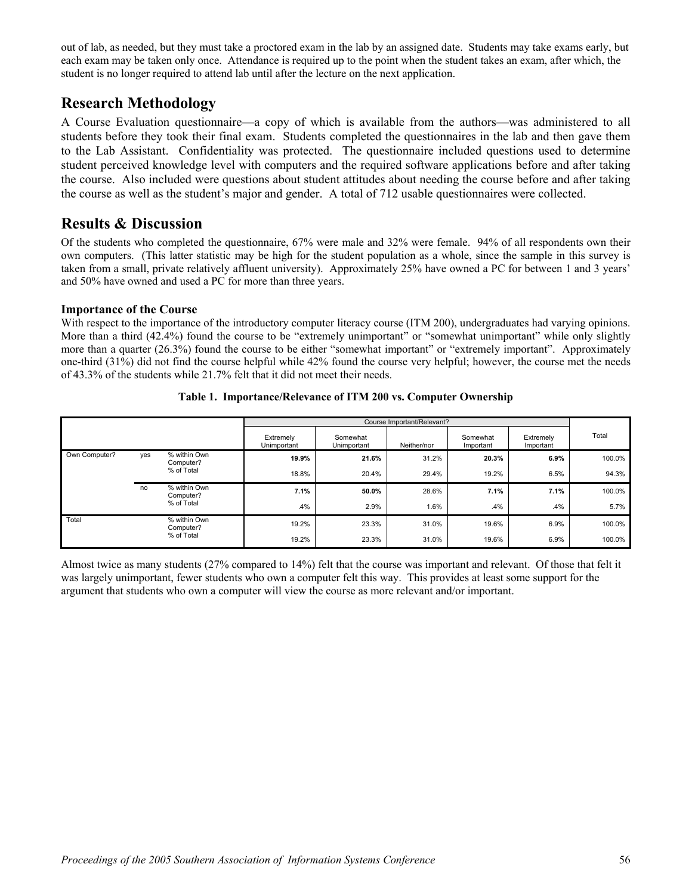out of lab, as needed, but they must take a proctored exam in the lab by an assigned date. Students may take exams early, but each exam may be taken only once. Attendance is required up to the point when the student takes an exam, after which, the student is no longer required to attend lab until after the lecture on the next application.

## Research Methodology

A Course Evaluation questionnaire—a copy of which is available from the authors—was administered to all students before they took their final exam. Students completed the questionnaires in the lab and then gave them to the Lab Assistant. Confidentiality was protected. The questionnaire included questions used to determine student perceived knowledge level with computers and the required software applications before and after taking the course. Also included were questions about student attitudes about needing the course before and after taking the course as well as the student's major and gender. A total of 712 usable questionnaires were collected.

## Results & Discussion

Of the students who completed the questionnaire, 67% were male and 32% were female. 94% of all respondents own their own computers. (This latter statistic may be high for the student population as a whole, since the sample in this survey is taken from a small, private relatively affluent university). Approximately 25% have owned a PC for between 1 and 3 years' and 50% have owned and used a PC for more than three years.

### Importance of the Course

With respect to the importance of the introductory computer literacy course (ITM 200), undergraduates had varying opinions. More than a third (42.4%) found the course to be "extremely unimportant" or "somewhat unimportant" while only slightly more than a quarter (26.3%) found the course to be either "somewhat important" or "extremely important". Approximately one-third (31%) did not find the course helpful while 42% found the course very helpful; however, the course met the needs of 43.3% of the students while 21.7% felt that it did not meet their needs.

**Table 1. Importance/Relevance of ITM 200 vs. Computer Ownership**

| | | | Course Important/Relevant? | | | | | |
|---|---|---|---|---|---|---|---|---|
| | | | Extremely Unimportant | Somewhat Unimportant | Neither/nor | Somewhat Important | Extremely Important | Total |
| Own Computer? | yes | % within Own Computer? | **19.9%** | **21.6%** | 31.2% | **20.3%** | **6.9%** | 100.0% |
| | | % of Total | 18.8% | 20.4% | 29.4% | 19.2% | 6.5% | 94.3% |
| | no | % within Own Computer? | **7.1%** | **50.0%** | 28.6% | **7.1%** | **7.1%** | 100.0% |
| | | % of Total | .4% | 2.9% | 1.6% | .4% | .4% | 5.7% |
| Total | | % within Own Computer? | 19.2% | 23.3% | 31.0% | 19.6% | 6.9% | 100.0% |
| | | % of Total | 19.2% | 23.3% | 31.0% | 19.6% | 6.9% | 100.0% |

Almost twice as many students (27% compared to 14%) felt that the course was important and relevant. Of those that felt it was largely unimportant, fewer students who own a computer felt this way. This provides at least some support for the argument that students who own a computer will view the course as more relevant and/or important.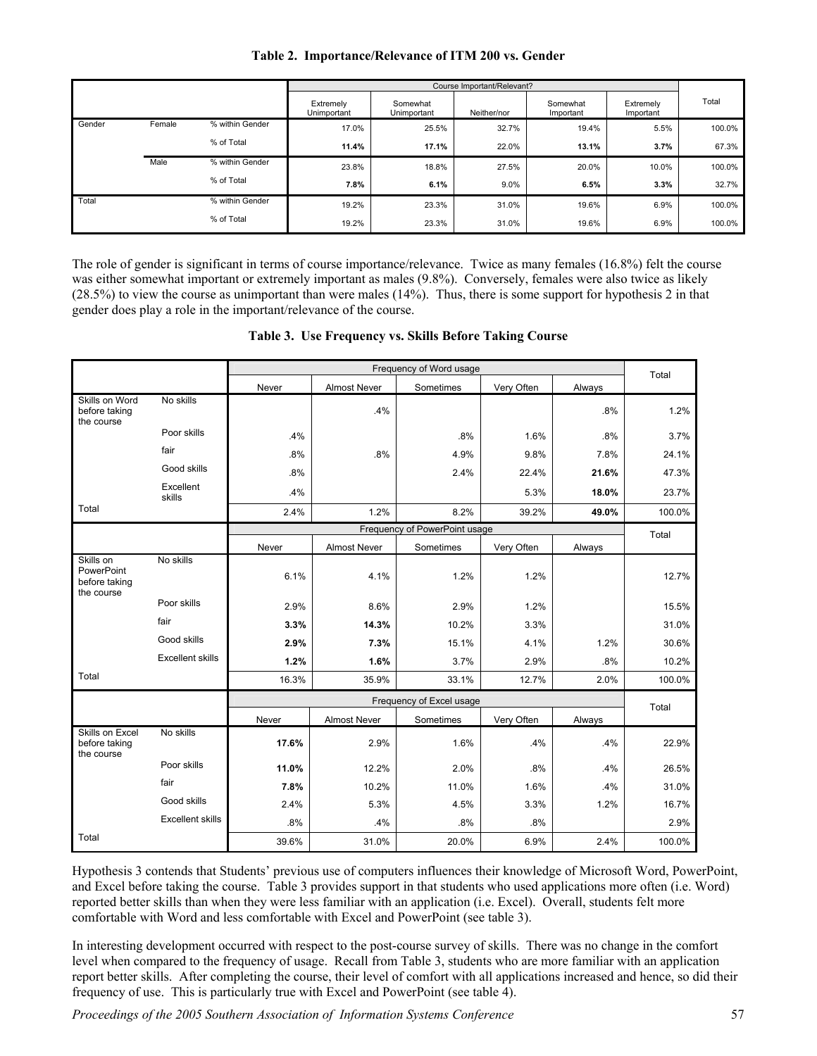**Table 2. Importance/Relevance of ITM 200 vs. Gender**

| | | | Course Important/Relevant? | | | | | Total |
|---|---|---|---|---|---|---|---|---|
| | | | Extremely Unimportant | Somewhat Unimportant | Neither/nor | Somewhat Important | Extremely Important | |
| Gender | Female | % within Gender | 17.0% | 25.5% | 32.7% | 19.4% | 5.5% | 100.0% |
| | | % of Total | **11.4%** | **17.1%** | 22.0% | **13.1%** | **3.7%** | 67.3% |
| | Male | % within Gender | 23.8% | 18.8% | 27.5% | 20.0% | 10.0% | 100.0% |
| | | % of Total | **7.8%** | **6.1%** | 9.0% | **6.5%** | **3.3%** | 32.7% |
| Total | | % within Gender | 19.2% | 23.3% | 31.0% | 19.6% | 6.9% | 100.0% |
| | | % of Total | 19.2% | 23.3% | 31.0% | 19.6% | 6.9% | 100.0% |

The role of gender is significant in terms of course importance/relevance. Twice as many females (16.8%) felt the course was either somewhat important or extremely important as males (9.8%). Conversely, females were also twice as likely (28.5%) to view the course as unimportant than were males (14%). Thus, there is some support for hypothesis 2 in that gender does play a role in the important/relevance of the course.

**Table 3. Use Frequency vs. Skills Before Taking Course**

| | | Frequency of Word usage | | | | | Total |
|---|---|---|---|---|---|---|---|
| | | Never | Almost Never | Sometimes | Very Often | Always | |
| Skills on Word before taking the course | No skills | | .4% | | | .8% | 1.2% |
| | Poor skills | .4% | | .8% | 1.6% | .8% | 3.7% |
| | fair | .8% | .8% | 4.9% | 9.8% | 7.8% | 24.1% |
| | Good skills | .8% | | 2.4% | 22.4% | **21.6%** | 47.3% |
| | Excellent skills | .4% | | | 5.3% | **18.0%** | 23.7% |
| Total | | 2.4% | 1.2% | 8.2% | 39.2% | **49.0%** | 100.0% |
| | | **Frequency of PowerPoint usage** | | | | | **Total** |
| | | Never | Almost Never | Sometimes | Very Often | Always | |
| Skills on PowerPoint before taking the course | No skills | 6.1% | 4.1% | 1.2% | 1.2% | | 12.7% |
| | Poor skills | 2.9% | 8.6% | 2.9% | 1.2% | | 15.5% |
| | fair | **3.3%** | **14.3%** | 10.2% | 3.3% | | 31.0% |
| | Good skills | **2.9%** | **7.3%** | 15.1% | 4.1% | 1.2% | 30.6% |
| | Excellent skills | **1.2%** | **1.6%** | 3.7% | 2.9% | .8% | 10.2% |
| Total | | 16.3% | 35.9% | 33.1% | 12.7% | 2.0% | 100.0% |
| | | **Frequency of Excel usage** | | | | | **Total** |
| | | Never | Almost Never | Sometimes | Very Often | Always | |
| Skills on Excel before taking the course | No skills | **17.6%** | 2.9% | 1.6% | .4% | .4% | 22.9% |
| | Poor skills | **11.0%** | 12.2% | 2.0% | .8% | .4% | 26.5% |
| | fair | **7.8%** | 10.2% | 11.0% | 1.6% | .4% | 31.0% |
| | Good skills | 2.4% | 5.3% | 4.5% | 3.3% | 1.2% | 16.7% |
| | Excellent skills | .8% | .4% | .8% | .8% | | 2.9% |
| Total | | 39.6% | 31.0% | 20.0% | 6.9% | 2.4% | 100.0% |

Hypothesis 3 contends that Students' previous use of computers influences their knowledge of Microsoft Word, PowerPoint, and Excel before taking the course. Table 3 provides support in that students who used applications more often (i.e. Word) reported better skills than when they were less familiar with an application (i.e. Excel). Overall, students felt more comfortable with Word and less comfortable with Excel and PowerPoint (see table 3).

In interesting development occurred with respect to the post-course survey of skills. There was no change in the comfort level when compared to the frequency of usage. Recall from Table 3, students who are more familiar with an application report better skills. After completing the course, their level of comfort with all applications increased and hence, so did their frequency of use. This is particularly true with Excel and PowerPoint (see table 4).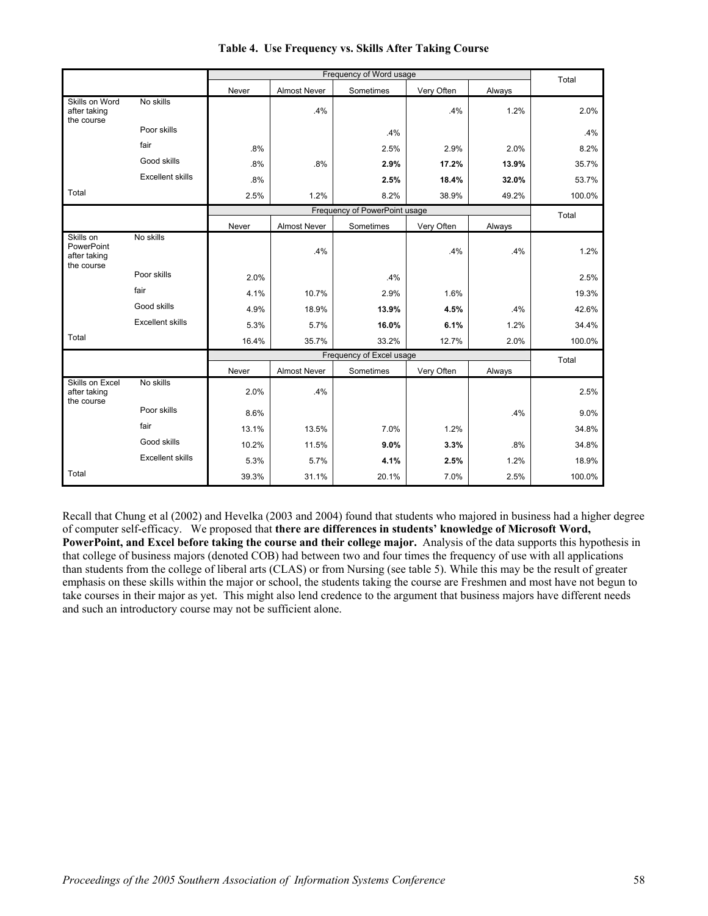**Table 4. Use Frequency vs. Skills After Taking Course**

| | | Frequency of Word usage | | | | | Total |
|---|---|---|---|---|---|---|---|
| | | Never | Almost Never | Sometimes | Very Often | Always | |
| Skills on Word after taking the course | No skills | | .4% | | .4% | 1.2% | 2.0% |
| | Poor skills | | | .4% | | | .4% |
| | fair | .8% | | 2.5% | 2.9% | 2.0% | 8.2% |
| | Good skills | .8% | .8% | **2.9%** | **17.2%** | **13.9%** | 35.7% |
| | Excellent skills | .8% | | **2.5%** | **18.4%** | **32.0%** | 53.7% |
| Total | | 2.5% | 1.2% | 8.2% | 38.9% | 49.2% | 100.0% |
| | | Frequency of PowerPoint usage | | | | | Total |
| | | Never | Almost Never | Sometimes | Very Often | Always | |
| Skills on PowerPoint after taking the course | No skills | | .4% | | .4% | .4% | 1.2% |
| | Poor skills | 2.0% | | .4% | | | 2.5% |
| | fair | 4.1% | 10.7% | 2.9% | 1.6% | | 19.3% |
| | Good skills | 4.9% | 18.9% | **13.9%** | **4.5%** | .4% | 42.6% |
| | Excellent skills | 5.3% | 5.7% | **16.0%** | **6.1%** | 1.2% | 34.4% |
| Total | | 16.4% | 35.7% | 33.2% | 12.7% | 2.0% | 100.0% |
| | | Frequency of Excel usage | | | | | Total |
| | | Never | Almost Never | Sometimes | Very Often | Always | |
| Skills on Excel after taking the course | No skills | 2.0% | .4% | | | | 2.5% |
| | Poor skills | 8.6% | | | | .4% | 9.0% |
| | fair | 13.1% | 13.5% | 7.0% | 1.2% | | 34.8% |
| | Good skills | 10.2% | 11.5% | **9.0%** | **3.3%** | .8% | 34.8% |
| | Excellent skills | 5.3% | 5.7% | **4.1%** | **2.5%** | 1.2% | 18.9% |
| Total | | 39.3% | 31.1% | 20.1% | 7.0% | 2.5% | 100.0% |

Recall that Chung et al (2002) and Hevelka (2003 and 2004) found that students who majored in business had a higher degree of computer self-efficacy. We proposed that **there are differences in students' knowledge of Microsoft Word, PowerPoint, and Excel before taking the course and their college major.** Analysis of the data supports this hypothesis in that college of business majors (denoted COB) had between two and four times the frequency of use with all applications than students from the college of liberal arts (CLAS) or from Nursing (see table 5). While this may be the result of greater emphasis on these skills within the major or school, the students taking the course are Freshmen and most have not begun to take courses in their major as yet. This might also lend credence to the argument that business majors have different needs and such an introductory course may not be sufficient alone.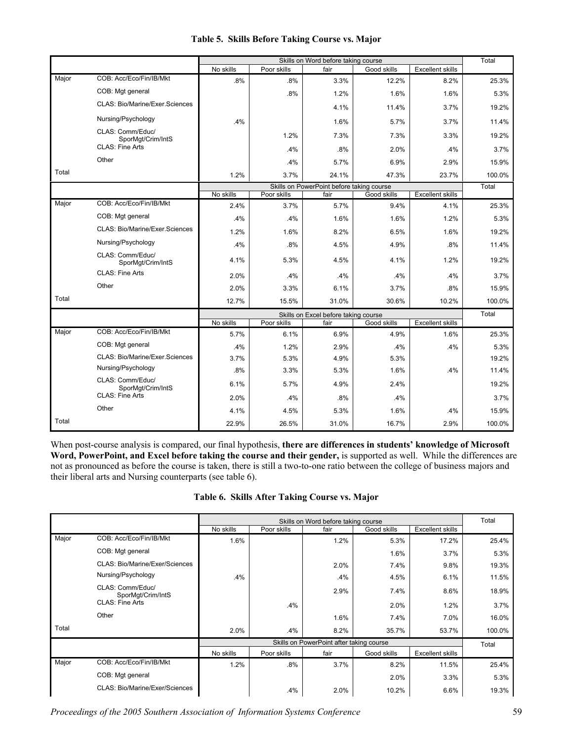### Table 5. Skills Before Taking Course vs. Major

| | | Skills on Word before taking course | | | | | Total |
|---|---|---|---|---|---|---|---|
| | | No skills | Poor skills | fair | Good skills | Excellent skills | |
| Major | COB: Acc/Eco/Fin/IB/Mkt | .8% | .8% | 3.3% | 12.2% | 8.2% | 25.3% |
| | COB: Mgt general | | .8% | 1.2% | 1.6% | 1.6% | 5.3% |
| | CLAS: Bio/Marine/Exer.Sciences | | | 4.1% | 11.4% | 3.7% | 19.2% |
| | Nursing/Psychology | .4% | | 1.6% | 5.7% | 3.7% | 11.4% |
| | CLAS: Comm/Educ/ SporMgt/Crim/IntS | | 1.2% | 7.3% | 7.3% | 3.3% | 19.2% |
| | CLAS: Fine Arts | | .4% | .8% | 2.0% | .4% | 3.7% |
| | Other | | .4% | 5.7% | 6.9% | 2.9% | 15.9% |
| Total | | 1.2% | 3.7% | 24.1% | 47.3% | 23.7% | 100.0% |
| | | **Skills on PowerPoint before taking course** | | | | | **Total** |
| | | No skills | Poor skills | fair | Good skills | Excellent skills | |
| Major | COB: Acc/Eco/Fin/IB/Mkt | 2.4% | 3.7% | 5.7% | 9.4% | 4.1% | 25.3% |
| | COB: Mgt general | .4% | .4% | 1.6% | 1.6% | 1.2% | 5.3% |
| | CLAS: Bio/Marine/Exer.Sciences | 1.2% | 1.6% | 8.2% | 6.5% | 1.6% | 19.2% |
| | Nursing/Psychology | .4% | .8% | 4.5% | 4.9% | .8% | 11.4% |
| | CLAS: Comm/Educ/ SporMgt/Crim/IntS | 4.1% | 5.3% | 4.5% | 4.1% | 1.2% | 19.2% |
| | CLAS: Fine Arts | 2.0% | .4% | .4% | .4% | .4% | 3.7% |
| | Other | 2.0% | 3.3% | 6.1% | 3.7% | .8% | 15.9% |
| Total | | 12.7% | 15.5% | 31.0% | 30.6% | 10.2% | 100.0% |
| | | **Skills on Excel before taking course** | | | | | **Total** |
| | | No skills | Poor skills | fair | Good skills | Excellent skills | |
| Major | COB: Acc/Eco/Fin/IB/Mkt | 5.7% | 6.1% | 6.9% | 4.9% | 1.6% | 25.3% |
| | COB: Mgt general | .4% | 1.2% | 2.9% | .4% | .4% | 5.3% |
| | CLAS: Bio/Marine/Exer.Sciences | 3.7% | 5.3% | 4.9% | 5.3% | | 19.2% |
| | Nursing/Psychology | .8% | 3.3% | 5.3% | 1.6% | .4% | 11.4% |
| | CLAS: Comm/Educ/ SporMgt/Crim/IntS | 6.1% | 5.7% | 4.9% | 2.4% | | 19.2% |
| | CLAS: Fine Arts | 2.0% | .4% | .8% | .4% | | 3.7% |
| | Other | 4.1% | 4.5% | 5.3% | 1.6% | .4% | 15.9% |
| Total | | 22.9% | 26.5% | 31.0% | 16.7% | 2.9% | 100.0% |

When post-course analysis is compared, our final hypothesis, **there are differences in students' knowledge of Microsoft Word, PowerPoint, and Excel before taking the course and their gender,** is supported as well. While the differences are not as pronounced as before the course is taken, there is still a two-to-one ratio between the college of business majors and their liberal arts and Nursing counterparts (see table 6).

### Table 6. Skills After Taking Course vs. Major

| | | Skills on Word before taking course | | | | | Total |
|---|---|---|---|---|---|---|---|
| | | No skills | Poor skills | fair | Good skills | Excellent skills | |
| Major | COB: Acc/Eco/Fin/IB/Mkt | 1.6% | | 1.2% | 5.3% | 17.2% | 25.4% |
| | COB: Mgt general | | | | 1.6% | 3.7% | 5.3% |
| | CLAS: Bio/Marine/Exer/Sciences | | | 2.0% | 7.4% | 9.8% | 19.3% |
| | Nursing/Psychology | .4% | | .4% | 4.5% | 6.1% | 11.5% |
| | CLAS: Comm/Educ/ SporMgt/Crim/IntS | | | 2.9% | 7.4% | 8.6% | 18.9% |
| | CLAS: Fine Arts | | .4% | | 2.0% | 1.2% | 3.7% |
| | Other | | | 1.6% | 7.4% | 7.0% | 16.0% |
| Total | | 2.0% | .4% | 8.2% | 35.7% | 53.7% | 100.0% |
| | | **Skills on PowerPoint after taking course** | | | | | **Total** |
| | | No skills | Poor skills | fair | Good skills | Excellent skills | |
| Major | COB: Acc/Eco/Fin/IB/Mkt | 1.2% | .8% | 3.7% | 8.2% | 11.5% | 25.4% |
| | COB: Mgt general | | | | 2.0% | 3.3% | 5.3% |
| | CLAS: Bio/Marine/Exer/Sciences | | .4% | 2.0% | 10.2% | 6.6% | 19.3% |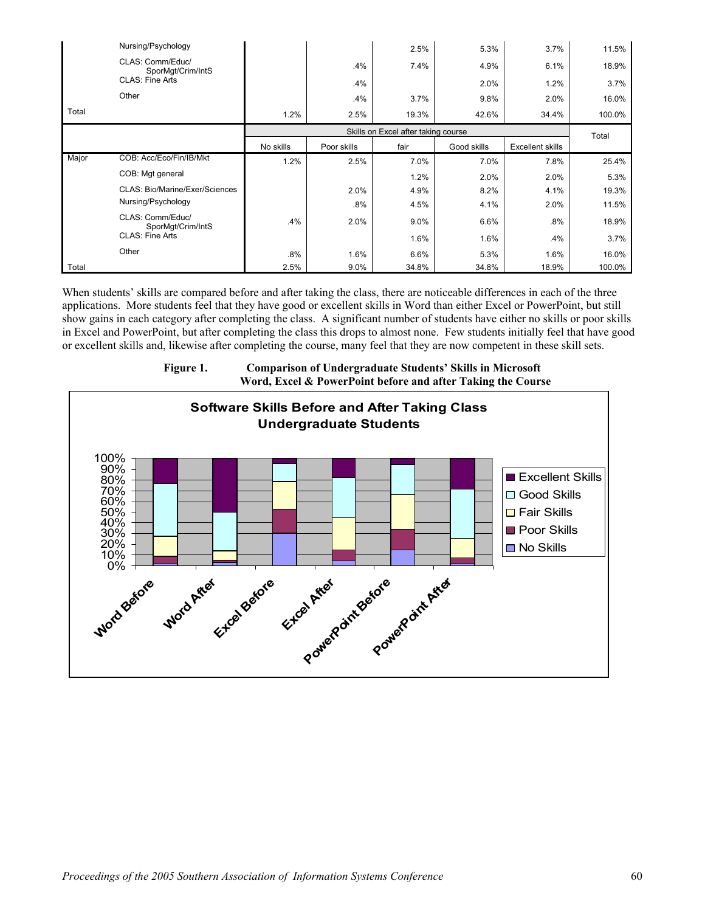| | | | | | | | |
|---|---|---|---|---|---|---|---|
| | Nursing/Psychology | | | 2.5% | 5.3% | 3.7% | 11.5% |
| | CLAS: Comm/Educ/ SporMgt/Crim/IntS | | .4% | 7.4% | 4.9% | 6.1% | 18.9% |
| | CLAS: Fine Arts | | .4% | | 2.0% | 1.2% | 3.7% |
| | Other | | .4% | 3.7% | 9.8% | 2.0% | 16.0% |
| Total | | 1.2% | 2.5% | 19.3% | 42.6% | 34.4% | 100.0% |

| | | Skills on Excel after taking course | | | | | Total |
|---|---|---|---|---|---|---|---|
| | | No skills | Poor skills | fair | Good skills | Excellent skills | |
| Major | COB: Acc/Eco/Fin/IB/Mkt | 1.2% | 2.5% | 7.0% | 7.0% | 7.8% | 25.4% |
| | COB: Mgt general | | | 1.2% | 2.0% | 2.0% | 5.3% |
| | CLAS: Bio/Marine/Exer/Sciences | | 2.0% | 4.9% | 8.2% | 4.1% | 19.3% |
| | Nursing/Psychology | | .8% | 4.5% | 4.1% | 2.0% | 11.5% |
| | CLAS: Comm/Educ/ SporMgt/Crim/IntS | .4% | 2.0% | 9.0% | 6.6% | .8% | 18.9% |
| | CLAS: Fine Arts | | | 1.6% | 1.6% | .4% | 3.7% |
| | Other | .8% | 1.6% | 6.6% | 5.3% | 1.6% | 16.0% |
| Total | | 2.5% | 9.0% | 34.8% | 34.8% | 18.9% | 100.0% |

When students' skills are compared before and after taking the class, there are noticeable differences in each of the three applications. More students feel that they have good or excellent skills in Word than either Excel or PowerPoint, but still show gains in each category after completing the class. A significant number of students have either no skills or poor skills in Excel and PowerPoint, but after completing the class this drops to almost none. Few students initially feel that have good or excellent skills and, likewise after completing the course, many feel that they are now competent in these skill sets.

**Figure 1. Comparison of Undergraduate Students' Skills in Microsoft Word, Excel & PowerPoint before and after Taking the Course**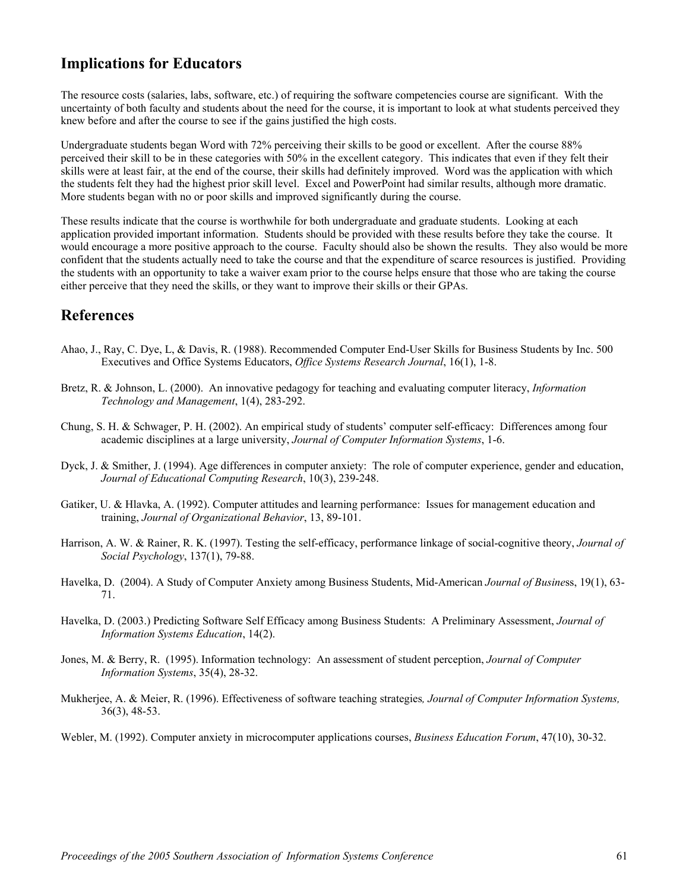## Implications for Educators

The resource costs (salaries, labs, software, etc.) of requiring the software competencies course are significant. With the uncertainty of both faculty and students about the need for the course, it is important to look at what students perceived they knew before and after the course to see if the gains justified the high costs.

Undergraduate students began Word with 72% perceiving their skills to be good or excellent. After the course 88% perceived their skill to be in these categories with 50% in the excellent category. This indicates that even if they felt their skills were at least fair, at the end of the course, their skills had definitely improved. Word was the application with which the students felt they had the highest prior skill level. Excel and PowerPoint had similar results, although more dramatic. More students began with no or poor skills and improved significantly during the course.

These results indicate that the course is worthwhile for both undergraduate and graduate students. Looking at each application provided important information. Students should be provided with these results before they take the course. It would encourage a more positive approach to the course. Faculty should also be shown the results. They also would be more confident that the students actually need to take the course and that the expenditure of scarce resources is justified. Providing the students with an opportunity to take a waiver exam prior to the course helps ensure that those who are taking the course either perceive that they need the skills, or they want to improve their skills or their GPAs.

## References

Ahao, J., Ray, C. Dye, L, & Davis, R. (1988). Recommended Computer End-User Skills for Business Students by Inc. 500 Executives and Office Systems Educators, *Office Systems Research Journal*, 16(1), 1-8.

Bretz, R. & Johnson, L. (2000). An innovative pedagogy for teaching and evaluating computer literacy, *Information Technology and Management*, 1(4), 283-292.

Chung, S. H. & Schwager, P. H. (2002). An empirical study of students' computer self-efficacy: Differences among four academic disciplines at a large university, *Journal of Computer Information Systems*, 1-6.

Dyck, J. & Smither, J. (1994). Age differences in computer anxiety: The role of computer experience, gender and education, *Journal of Educational Computing Research*, 10(3), 239-248.

Gatiker, U. & Hlavka, A. (1992). Computer attitudes and learning performance: Issues for management education and training, *Journal of Organizational Behavior*, 13, 89-101.

Harrison, A. W. & Rainer, R. K. (1997). Testing the self-efficacy, performance linkage of social-cognitive theory, *Journal of Social Psychology*, 137(1), 79-88.

Havelka, D. (2004). A Study of Computer Anxiety among Business Students, Mid-American *Journal of Busine*ss, 19(1), 63-71.

Havelka, D. (2003.) Predicting Software Self Efficacy among Business Students: A Preliminary Assessment, *Journal of Information Systems Education*, 14(2).

Jones, M. & Berry, R. (1995). Information technology: An assessment of student perception, *Journal of Computer Information Systems*, 35(4), 28-32.

Mukherjee, A. & Meier, R. (1996). Effectiveness of software teaching strategies*, Journal of Computer Information Systems,* 36(3), 48-53.

Webler, M. (1992). Computer anxiety in microcomputer applications courses, *Business Education Forum*, 47(10), 30-32.